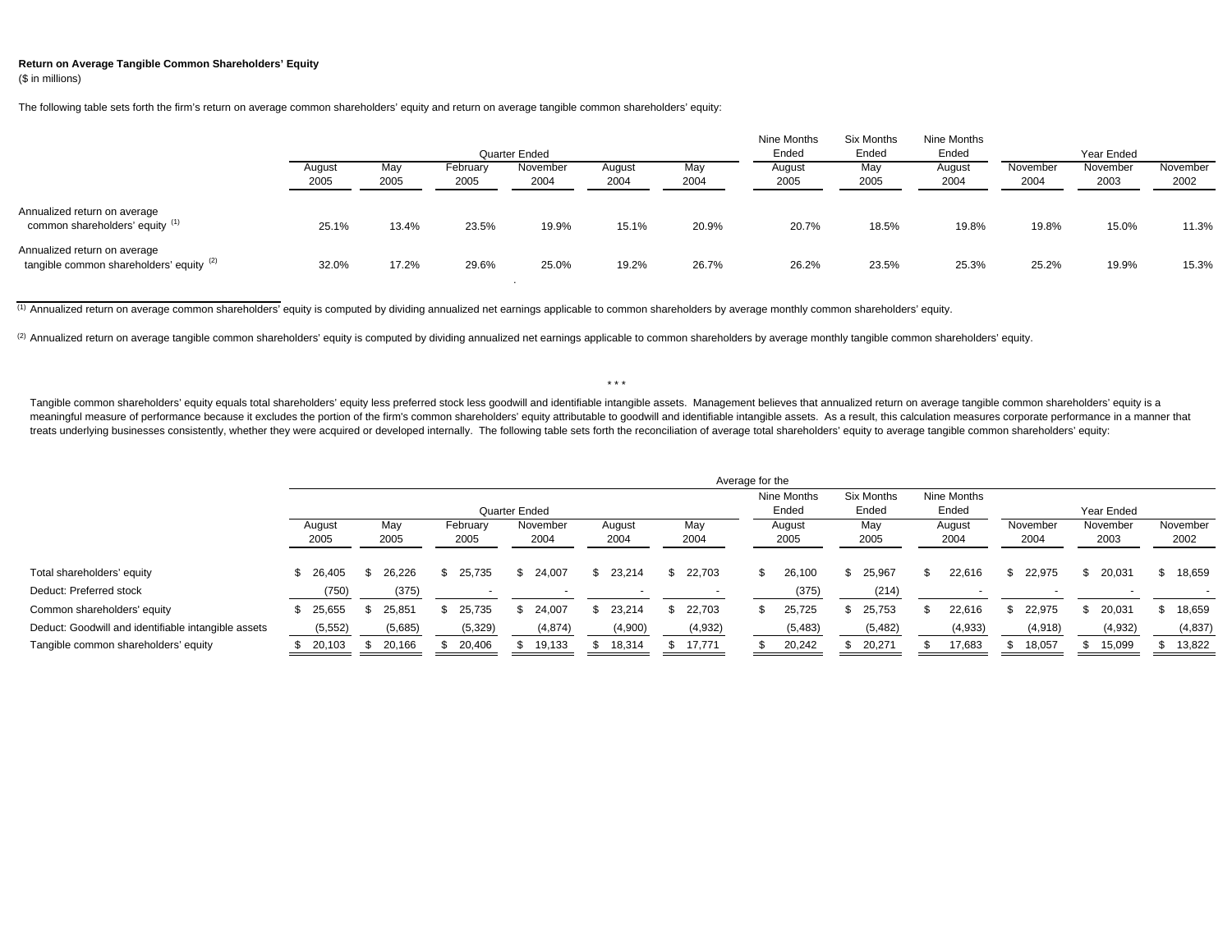**Return on Average Tangible Common Shareholders' Equity**
($ in millions)

The following table sets forth the firm's return on average common shareholders' equity and return on average tangible common shareholders' equity:

| | Quarter Ended | | | | | | Nine Months Ended | Six Months Ended | Nine Months Ended | Year Ended | | |
|---|---|---|---|---|---|---|---|---|---|---|---|---|
| | August 2005 | May 2005 | February 2005 | November 2004 | August 2004 | May 2004 | August 2005 | May 2005 | August 2004 | November 2004 | November 2003 | November 2002 |
| Annualized return on average common shareholders' equity [(1)] | 25.1% | 13.4% | 23.5% | 19.9% | 15.1% | 20.9% | 20.7% | 18.5% | 19.8% | 19.8% | 15.0% | 11.3% |
| Annualized return on average tangible common shareholders' equity [(2)] | 32.0% | 17.2% | 29.6% | 25.0% | 19.2% | 26.7% | 26.2% | 23.5% | 25.3% | 25.2% | 19.9% | 15.3% |

[(1)] Annualized return on average common shareholders' equity is computed by dividing annualized net earnings applicable to common shareholders by average monthly common shareholders' equity.

[(2)] Annualized return on average tangible common shareholders' equity is computed by dividing annualized net earnings applicable to common shareholders by average monthly tangible common shareholders' equity.

\* \* \*

Tangible common shareholders' equity equals total shareholders' equity less preferred stock less goodwill and identifiable intangible assets. Management believes that annualized return on average tangible common shareholders' equity is a meaningful measure of performance because it excludes the portion of the firm's common shareholders' equity attributable to goodwill and identifiable intangible assets. As a result, this calculation measures corporate performance in a manner that treats underlying businesses consistently, whether they were acquired or developed internally. The following table sets forth the reconciliation of average total shareholders' equity to average tangible common shareholders' equity:

| | Average for the | | | | | | | | | | | |
|---|---|---|---|---|---|---|---|---|---|---|---|---|
| | Quarter Ended | | | | | | Nine Months Ended | Six Months Ended | Nine Months Ended | Year Ended | | |
| | August 2005 | May 2005 | February 2005 | November 2004 | August 2004 | May 2004 | August 2005 | May 2005 | August 2004 | November 2004 | November 2003 | November 2002 |
| Total shareholders' equity | $ 26,405 | $ 26,226 | $ 25,735 | $ 24,007 | $ 23,214 | $ 22,703 | $ 26,100 | $ 25,967 | $ 22,616 | $ 22,975 | $ 20,031 | $ 18,659 |
| Deduct: Preferred stock | (750) | (375) | - | - | - | - | (375) | (214) | - | - | - | - |
| Common shareholders' equity | $ 25,655 | $ 25,851 | $ 25,735 | $ 24,007 | $ 23,214 | $ 22,703 | $ 25,725 | $ 25,753 | $ 22,616 | $ 22,975 | $ 20,031 | $ 18,659 |
| Deduct: Goodwill and identifiable intangible assets | (5,552) | (5,685) | (5,329) | (4,874) | (4,900) | (4,932) | (5,483) | (5,482) | (4,933) | (4,918) | (4,932) | (4,837) |
| Tangible common shareholders' equity | $ 20,103 | $ 20,166 | $ 20,406 | $ 19,133 | $ 18,314 | $ 17,771 | $ 20,242 | $ 20,271 | $ 17,683 | $ 18,057 | $ 15,099 | $ 13,822 |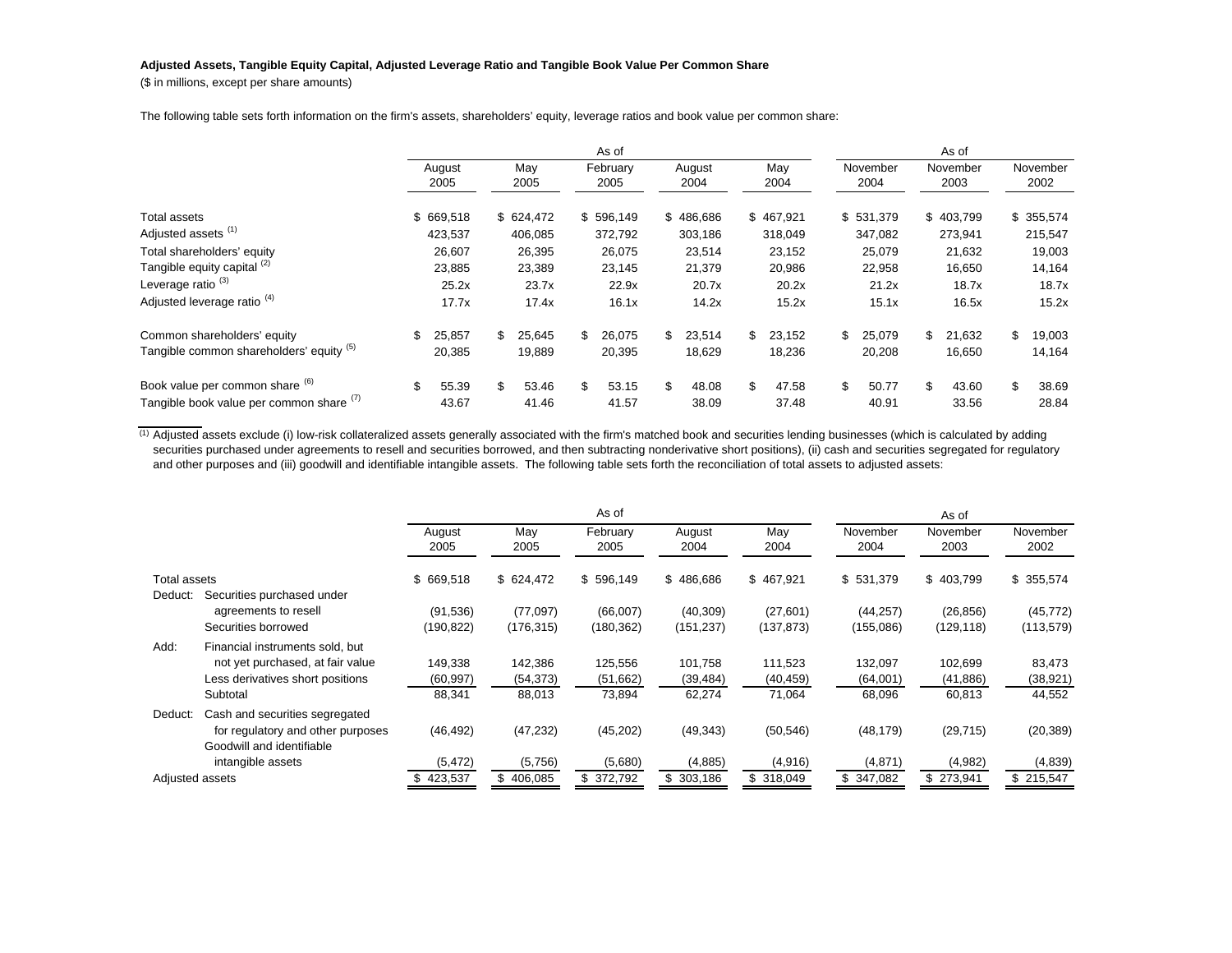**Adjusted Assets, Tangible Equity Capital, Adjusted Leverage Ratio and Tangible Book Value Per Common Share**

($ in millions, except per share amounts)

The following table sets forth information on the firm's assets, shareholders' equity, leverage ratios and book value per common share:

| | As of | | | | | As of | | |
|---|---|---|---|---|---|---|---|---|
| | August 2005 | May 2005 | February 2005 | August 2004 | May 2004 | November 2004 | November 2003 | November 2002 |
| Total assets | $ 669,518 | $ 624,472 | $ 596,149 | $ 486,686 | $ 467,921 | $ 531,379 | $ 403,799 | $ 355,574 |
| Adjusted assets [(1)] | 423,537 | 406,085 | 372,792 | 303,186 | 318,049 | 347,082 | 273,941 | 215,547 |
| Total shareholders' equity | 26,607 | 26,395 | 26,075 | 23,514 | 23,152 | 25,079 | 21,632 | 19,003 |
| Tangible equity capital [(2)] | 23,885 | 23,389 | 23,145 | 21,379 | 20,986 | 22,958 | 16,650 | 14,164 |
| Leverage ratio [(3)] | 25.2x | 23.7x | 22.9x | 20.7x | 20.2x | 21.2x | 18.7x | 18.7x |
| Adjusted leverage ratio [(4)] | 17.7x | 17.4x | 16.1x | 14.2x | 15.2x | 15.1x | 16.5x | 15.2x |
| Common shareholders' equity | $ 25,857 | $ 25,645 | $ 26,075 | $ 23,514 | $ 23,152 | $ 25,079 | $ 21,632 | $ 19,003 |
| Tangible common shareholders' equity [(5)] | 20,385 | 19,889 | 20,395 | 18,629 | 18,236 | 20,208 | 16,650 | 14,164 |
| Book value per common share [(6)] | $ 55.39 | $ 53.46 | $ 53.15 | $ 48.08 | $ 47.58 | $ 50.77 | $ 43.60 | $ 38.69 |
| Tangible book value per common share [(7)] | 43.67 | 41.46 | 41.57 | 38.09 | 37.48 | 40.91 | 33.56 | 28.84 |

[(1)] Adjusted assets exclude (i) low-risk collateralized assets generally associated with the firm's matched book and securities lending businesses (which is calculated by adding securities purchased under agreements to resell and securities borrowed, and then subtracting nonderivative short positions), (ii) cash and securities segregated for regulatory and other purposes and (iii) goodwill and identifiable intangible assets. The following table sets forth the reconciliation of total assets to adjusted assets:

| | | As of | | | | | As of | | |
|---|---|---|---|---|---|---|---|---|---|
| | | August 2005 | May 2005 | February 2005 | August 2004 | May 2004 | November 2004 | November 2003 | November 2002 |
| Total assets | | $ 669,518 | $ 624,472 | $ 596,149 | $ 486,686 | $ 467,921 | $ 531,379 | $ 403,799 | $ 355,574 |
| Deduct: | Securities purchased under agreements to resell | (91,536) | (77,097) | (66,007) | (40,309) | (27,601) | (44,257) | (26,856) | (45,772) |
| | Securities borrowed | (190,822) | (176,315) | (180,362) | (151,237) | (137,873) | (155,086) | (129,118) | (113,579) |
| Add: | Financial instruments sold, but not yet purchased, at fair value | 149,338 | 142,386 | 125,556 | 101,758 | 111,523 | 132,097 | 102,699 | 83,473 |
| | Less derivatives short positions | (60,997) | (54,373) | (51,662) | (39,484) | (40,459) | (64,001) | (41,886) | (38,921) |
| | Subtotal | 88,341 | 88,013 | 73,894 | 62,274 | 71,064 | 68,096 | 60,813 | 44,552 |
| Deduct: | Cash and securities segregated for regulatory and other purposes | (46,492) | (47,232) | (45,202) | (49,343) | (50,546) | (48,179) | (29,715) | (20,389) |
| | Goodwill and identifiable intangible assets | (5,472) | (5,756) | (5,680) | (4,885) | (4,916) | (4,871) | (4,982) | (4,839) |
| Adjusted assets | | $ 423,537 | $ 406,085 | $ 372,792 | $ 303,186 | $ 318,049 | $ 347,082 | $ 273,941 | $ 215,547 |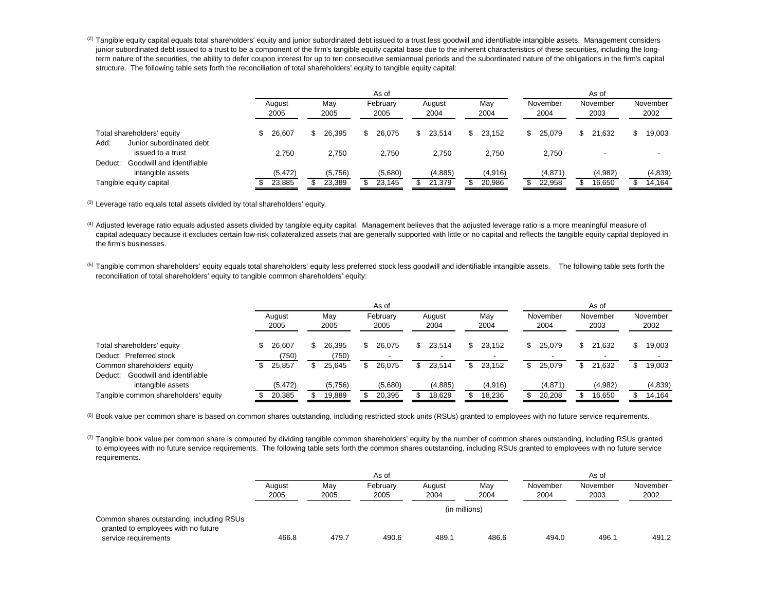(2) Tangible equity capital equals total shareholders' equity and junior subordinated debt issued to a trust less goodwill and identifiable intangible assets. Management considers junior subordinated debt issued to a trust to be a component of the firm's tangible equity capital base due to the inherent characteristics of these securities, including the long-term nature of the securities, the ability to defer coupon interest for up to ten consecutive semiannual periods and the subordinated nature of the obligations in the firm's capital structure. The following table sets forth the reconciliation of total shareholders' equity to tangible equity capital:

| | As of | | | | | As of | | |
|---|---|---|---|---|---|---|---|---|
| | August 2005 | May 2005 | February 2005 | August 2004 | May 2004 | November 2004 | November 2003 | November 2002 |
| Total shareholders' equity | $ 26,607 | $ 26,395 | $ 26,075 | $ 23,514 | $ 23,152 | $ 25,079 | $ 21,632 | $ 19,003 |
| Add: Junior subordinated debt issued to a trust | 2,750 | 2,750 | 2,750 | 2,750 | 2,750 | 2,750 | - | - |
| Deduct: Goodwill and identifiable intangible assets | (5,472) | (5,756) | (5,680) | (4,885) | (4,916) | (4,871) | (4,982) | (4,839) |
| Tangible equity capital | $ 23,885 | $ 23,389 | $ 23,145 | $ 21,379 | $ 20,986 | $ 22,958 | $ 16,650 | $ 14,164 |

(3) Leverage ratio equals total assets divided by total shareholders' equity.

(4) Adjusted leverage ratio equals adjusted assets divided by tangible equity capital. Management believes that the adjusted leverage ratio is a more meaningful measure of capital adequacy because it excludes certain low-risk collateralized assets that are generally supported with little or no capital and reflects the tangible equity capital deployed in the firm's businesses.

(5) Tangible common shareholders' equity equals total shareholders' equity less preferred stock less goodwill and identifiable intangible assets. The following table sets forth the reconciliation of total shareholders' equity to tangible common shareholders' equity:

| | As of | | | | | As of | | |
|---|---|---|---|---|---|---|---|---|
| | August 2005 | May 2005 | February 2005 | August 2004 | May 2004 | November 2004 | November 2003 | November 2002 |
| Total shareholders' equity | $ 26,607 | $ 26,395 | $ 26,075 | $ 23,514 | $ 23,152 | $ 25,079 | $ 21,632 | $ 19,003 |
| Deduct: Preferred stock | (750) | (750) | - | - | - | - | - | - |
| Common shareholders' equity | $ 25,857 | $ 25,645 | $ 26,075 | $ 23,514 | $ 23,152 | $ 25,079 | $ 21,632 | $ 19,003 |
| Deduct: Goodwill and identifiable intangible assets | (5,472) | (5,756) | (5,680) | (4,885) | (4,916) | (4,871) | (4,982) | (4,839) |
| Tangible common shareholders' equity | $ 20,385 | $ 19,889 | $ 20,395 | $ 18,629 | $ 18,236 | $ 20,208 | $ 16,650 | $ 14,164 |

(6) Book value per common share is based on common shares outstanding, including restricted stock units (RSUs) granted to employees with no future service requirements.

(7) Tangible book value per common share is computed by dividing tangible common shareholders' equity by the number of common shares outstanding, including RSUs granted to employees with no future service requirements. The following table sets forth the common shares outstanding, including RSUs granted to employees with no future service requirements.

| | As of | | | | | As of | | |
|---|---|---|---|---|---|---|---|---|
| | August 2005 | May 2005 | February 2005 | August 2004 | May 2004 | November 2004 | November 2003 | November 2002 |
| | (in millions) | | | | | | | |
| Common shares outstanding, including RSUs granted to employees with no future service requirements | 466.8 | 479.7 | 490.6 | 489.1 | 486.6 | 494.0 | 496.1 | 491.2 |